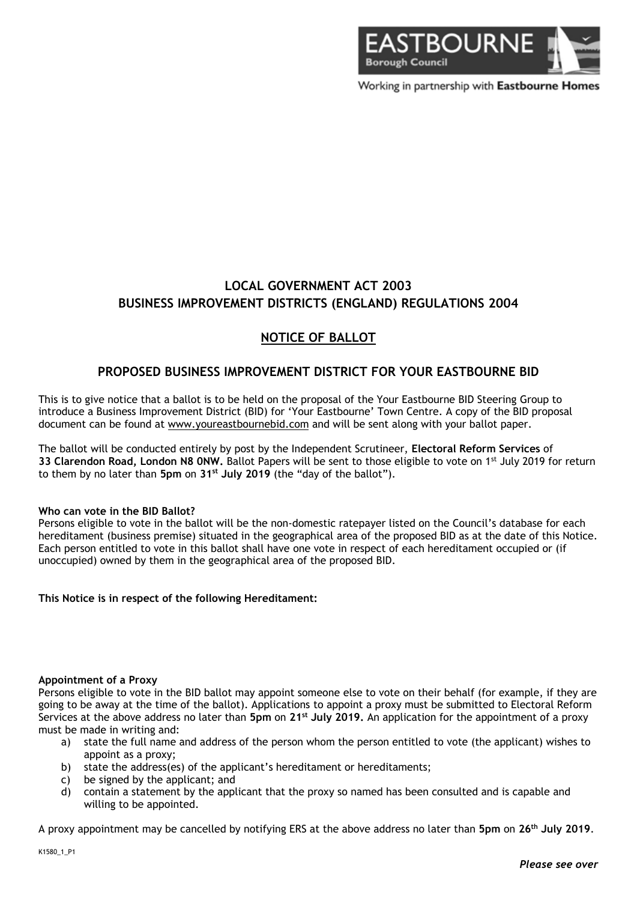EASTBOURNE
Borough Council

Working in partnership with **Eastbourne Homes**

## LOCAL GOVERNMENT ACT 2003
## BUSINESS IMPROVEMENT DISTRICTS (ENGLAND) REGULATIONS 2004

## NOTICE OF BALLOT

## PROPOSED BUSINESS IMPROVEMENT DISTRICT FOR YOUR EASTBOURNE BID

This is to give notice that a ballot is to be held on the proposal of the Your Eastbourne BID Steering Group to introduce a Business Improvement District (BID) for 'Your Eastbourne' Town Centre. A copy of the BID proposal document can be found at www.youreastbournebid.com and will be sent along with your ballot paper.

The ballot will be conducted entirely by post by the Independent Scrutineer, **Electoral Reform Services** of **33 Clarendon Road, London N8 0NW.** Ballot Papers will be sent to those eligible to vote on 1st July 2019 for return to them by no later than **5pm** on **31st July 2019** (the "day of the ballot").

**Who can vote in the BID Ballot?**
Persons eligible to vote in the ballot will be the non-domestic ratepayer listed on the Council's database for each hereditament (business premise) situated in the geographical area of the proposed BID as at the date of this Notice. Each person entitled to vote in this ballot shall have one vote in respect of each hereditament occupied or (if unoccupied) owned by them in the geographical area of the proposed BID.

**This Notice is in respect of the following Hereditament:**

**Appointment of a Proxy**
Persons eligible to vote in the BID ballot may appoint someone else to vote on their behalf (for example, if they are going to be away at the time of the ballot). Applications to appoint a proxy must be submitted to Electoral Reform Services at the above address no later than **5pm** on **21st July 2019.** An application for the appointment of a proxy must be made in writing and:

a) state the full name and address of the person whom the person entitled to vote (the applicant) wishes to appoint as a proxy;
b) state the address(es) of the applicant's hereditament or hereditaments;
c) be signed by the applicant; and
d) contain a statement by the applicant that the proxy so named has been consulted and is capable and willing to be appointed.

A proxy appointment may be cancelled by notifying ERS at the above address no later than **5pm** on **26th July 2019**.

K1580_1_P1

***Please see over***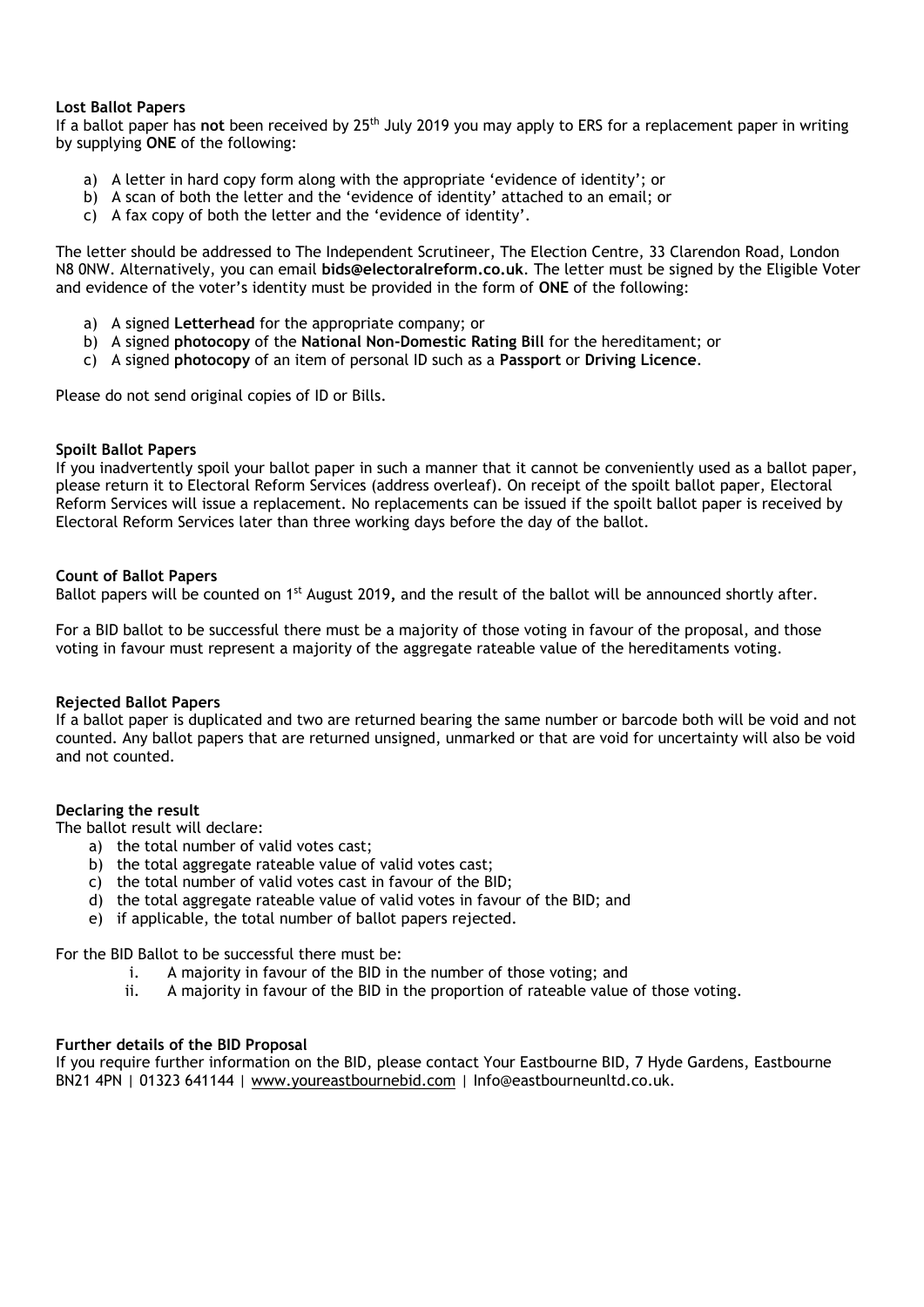**Lost Ballot Papers**

If a ballot paper has **not** been received by 25th July 2019 you may apply to ERS for a replacement paper in writing by supplying **ONE** of the following:

a) A letter in hard copy form along with the appropriate 'evidence of identity'; or
b) A scan of both the letter and the 'evidence of identity' attached to an email; or
c) A fax copy of both the letter and the 'evidence of identity'.

The letter should be addressed to The Independent Scrutineer, The Election Centre, 33 Clarendon Road, London N8 0NW. Alternatively, you can email **bids@electoralreform.co.uk**. The letter must be signed by the Eligible Voter and evidence of the voter's identity must be provided in the form of **ONE** of the following:

a) A signed **Letterhead** for the appropriate company; or
b) A signed **photocopy** of the **National Non-Domestic Rating Bill** for the hereditament; or
c) A signed **photocopy** of an item of personal ID such as a **Passport** or **Driving Licence**.

Please do not send original copies of ID or Bills.

**Spoilt Ballot Papers**

If you inadvertently spoil your ballot paper in such a manner that it cannot be conveniently used as a ballot paper, please return it to Electoral Reform Services (address overleaf). On receipt of the spoilt ballot paper, Electoral Reform Services will issue a replacement. No replacements can be issued if the spoilt ballot paper is received by Electoral Reform Services later than three working days before the day of the ballot.

**Count of Ballot Papers**

Ballot papers will be counted on 1st August 2019**,** and the result of the ballot will be announced shortly after.

For a BID ballot to be successful there must be a majority of those voting in favour of the proposal, and those voting in favour must represent a majority of the aggregate rateable value of the hereditaments voting.

**Rejected Ballot Papers**

If a ballot paper is duplicated and two are returned bearing the same number or barcode both will be void and not counted. Any ballot papers that are returned unsigned, unmarked or that are void for uncertainty will also be void and not counted.

**Declaring the result**

The ballot result will declare:

a) the total number of valid votes cast;
b) the total aggregate rateable value of valid votes cast;
c) the total number of valid votes cast in favour of the BID;
d) the total aggregate rateable value of valid votes in favour of the BID; and
e) if applicable, the total number of ballot papers rejected.

For the BID Ballot to be successful there must be:

i. A majority in favour of the BID in the number of those voting; and
ii. A majority in favour of the BID in the proportion of rateable value of those voting.

**Further details of the BID Proposal**

If you require further information on the BID, please contact Your Eastbourne BID, 7 Hyde Gardens, Eastbourne BN21 4PN | 01323 641144 | www.youreastbournebid.com | Info@eastbourneunltd.co.uk.